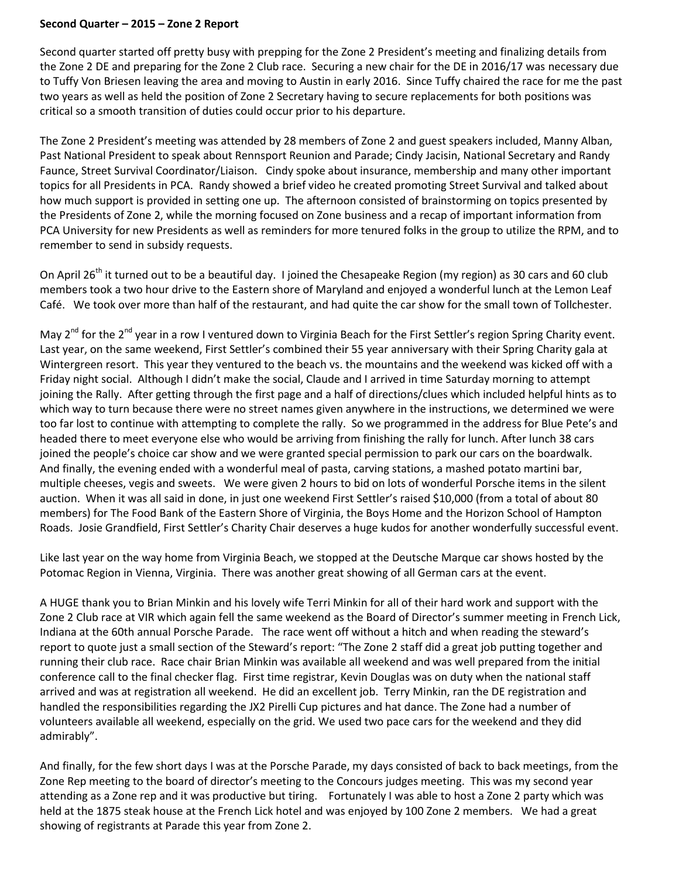**Second Quarter – 2015 – Zone 2 Report**

Second quarter started off pretty busy with prepping for the Zone 2 President's meeting and finalizing details from the Zone 2 DE and preparing for the Zone 2 Club race. Securing a new chair for the DE in 2016/17 was necessary due to Tuffy Von Briesen leaving the area and moving to Austin in early 2016. Since Tuffy chaired the race for me the past two years as well as held the position of Zone 2 Secretary having to secure replacements for both positions was critical so a smooth transition of duties could occur prior to his departure.

The Zone 2 President's meeting was attended by 28 members of Zone 2 and guest speakers included, Manny Alban, Past National President to speak about Rennsport Reunion and Parade; Cindy Jacisin, National Secretary and Randy Faunce, Street Survival Coordinator/Liaison. Cindy spoke about insurance, membership and many other important topics for all Presidents in PCA. Randy showed a brief video he created promoting Street Survival and talked about how much support is provided in setting one up. The afternoon consisted of brainstorming on topics presented by the Presidents of Zone 2, while the morning focused on Zone business and a recap of important information from PCA University for new Presidents as well as reminders for more tenured folks in the group to utilize the RPM, and to remember to send in subsidy requests.

On April 26th it turned out to be a beautiful day. I joined the Chesapeake Region (my region) as 30 cars and 60 club members took a two hour drive to the Eastern shore of Maryland and enjoyed a wonderful lunch at the Lemon Leaf Café. We took over more than half of the restaurant, and had quite the car show for the small town of Tollchester.

May 2nd for the 2nd year in a row I ventured down to Virginia Beach for the First Settler's region Spring Charity event. Last year, on the same weekend, First Settler's combined their 55 year anniversary with their Spring Charity gala at Wintergreen resort. This year they ventured to the beach vs. the mountains and the weekend was kicked off with a Friday night social. Although I didn't make the social, Claude and I arrived in time Saturday morning to attempt joining the Rally. After getting through the first page and a half of directions/clues which included helpful hints as to which way to turn because there were no street names given anywhere in the instructions, we determined we were too far lost to continue with attempting to complete the rally. So we programmed in the address for Blue Pete's and headed there to meet everyone else who would be arriving from finishing the rally for lunch. After lunch 38 cars joined the people's choice car show and we were granted special permission to park our cars on the boardwalk. And finally, the evening ended with a wonderful meal of pasta, carving stations, a mashed potato martini bar, multiple cheeses, vegis and sweets. We were given 2 hours to bid on lots of wonderful Porsche items in the silent auction. When it was all said in done, in just one weekend First Settler's raised $10,000 (from a total of about 80 members) for The Food Bank of the Eastern Shore of Virginia, the Boys Home and the Horizon School of Hampton Roads. Josie Grandfield, First Settler's Charity Chair deserves a huge kudos for another wonderfully successful event.

Like last year on the way home from Virginia Beach, we stopped at the Deutsche Marque car shows hosted by the Potomac Region in Vienna, Virginia. There was another great showing of all German cars at the event.

A HUGE thank you to Brian Minkin and his lovely wife Terri Minkin for all of their hard work and support with the Zone 2 Club race at VIR which again fell the same weekend as the Board of Director's summer meeting in French Lick, Indiana at the 60th annual Porsche Parade. The race went off without a hitch and when reading the steward's report to quote just a small section of the Steward's report: "The Zone 2 staff did a great job putting together and running their club race. Race chair Brian Minkin was available all weekend and was well prepared from the initial conference call to the final checker flag. First time registrar, Kevin Douglas was on duty when the national staff arrived and was at registration all weekend. He did an excellent job. Terry Minkin, ran the DE registration and handled the responsibilities regarding the JX2 Pirelli Cup pictures and hat dance. The Zone had a number of volunteers available all weekend, especially on the grid. We used two pace cars for the weekend and they did admirably".

And finally, for the few short days I was at the Porsche Parade, my days consisted of back to back meetings, from the Zone Rep meeting to the board of director's meeting to the Concours judges meeting. This was my second year attending as a Zone rep and it was productive but tiring. Fortunately I was able to host a Zone 2 party which was held at the 1875 steak house at the French Lick hotel and was enjoyed by 100 Zone 2 members. We had a great showing of registrants at Parade this year from Zone 2.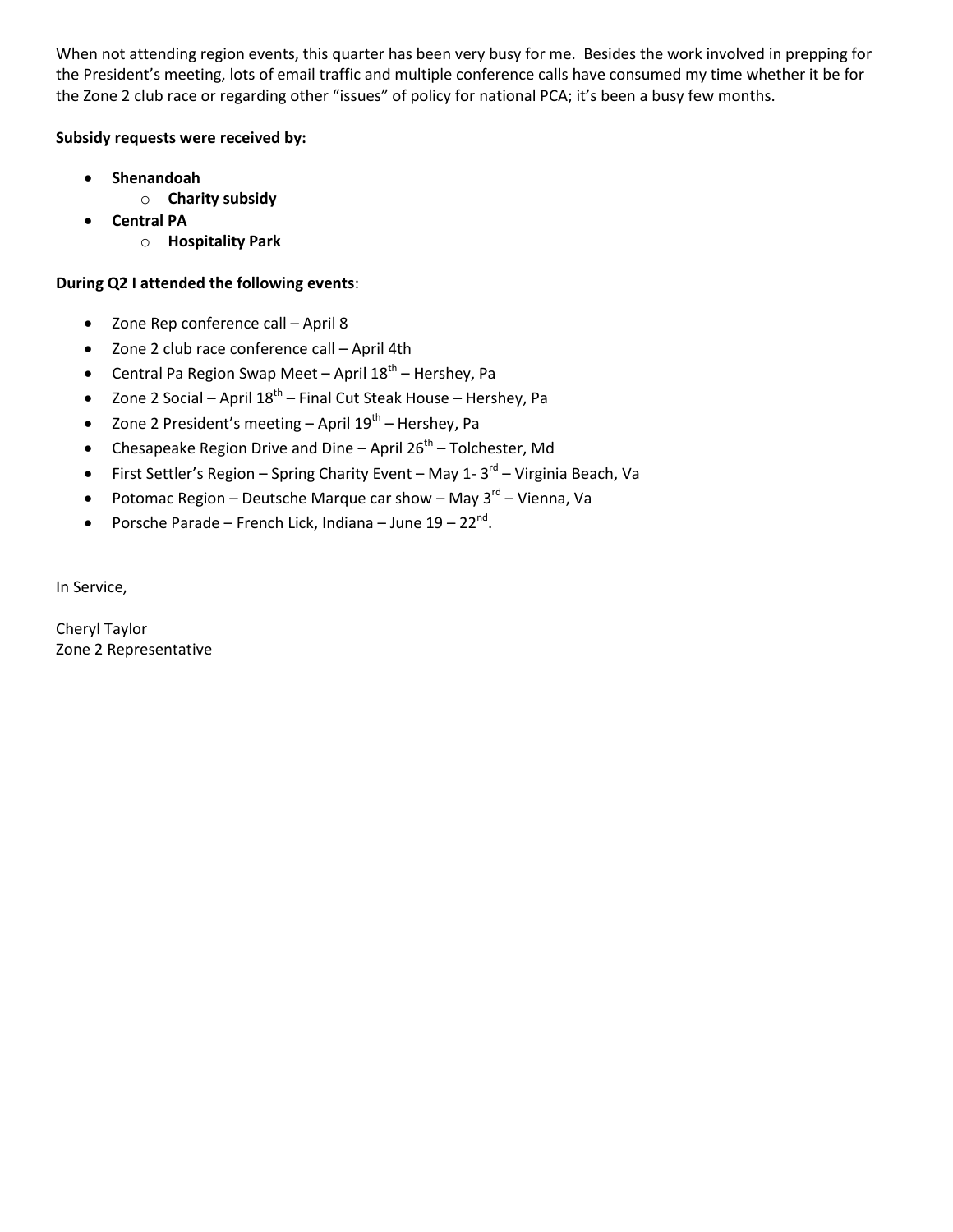When not attending region events, this quarter has been very busy for me. Besides the work involved in prepping for the President's meeting, lots of email traffic and multiple conference calls have consumed my time whether it be for the Zone 2 club race or regarding other "issues" of policy for national PCA; it's been a busy few months.

**Subsidy requests were received by:**

- **Shenandoah**
  - **Charity subsidy**
- **Central PA**
  - **Hospitality Park**

**During Q2 I attended the following events**:

- Zone Rep conference call – April 8
- Zone 2 club race conference call – April 4th
- Central Pa Region Swap Meet – April 18th – Hershey, Pa
- Zone 2 Social – April 18th – Final Cut Steak House – Hershey, Pa
- Zone 2 President's meeting – April 19th – Hershey, Pa
- Chesapeake Region Drive and Dine – April 26th – Tolchester, Md
- First Settler's Region – Spring Charity Event – May 1- 3rd – Virginia Beach, Va
- Potomac Region – Deutsche Marque car show – May 3rd – Vienna, Va
- Porsche Parade – French Lick, Indiana – June 19 – 22nd.

In Service,

Cheryl Taylor
Zone 2 Representative